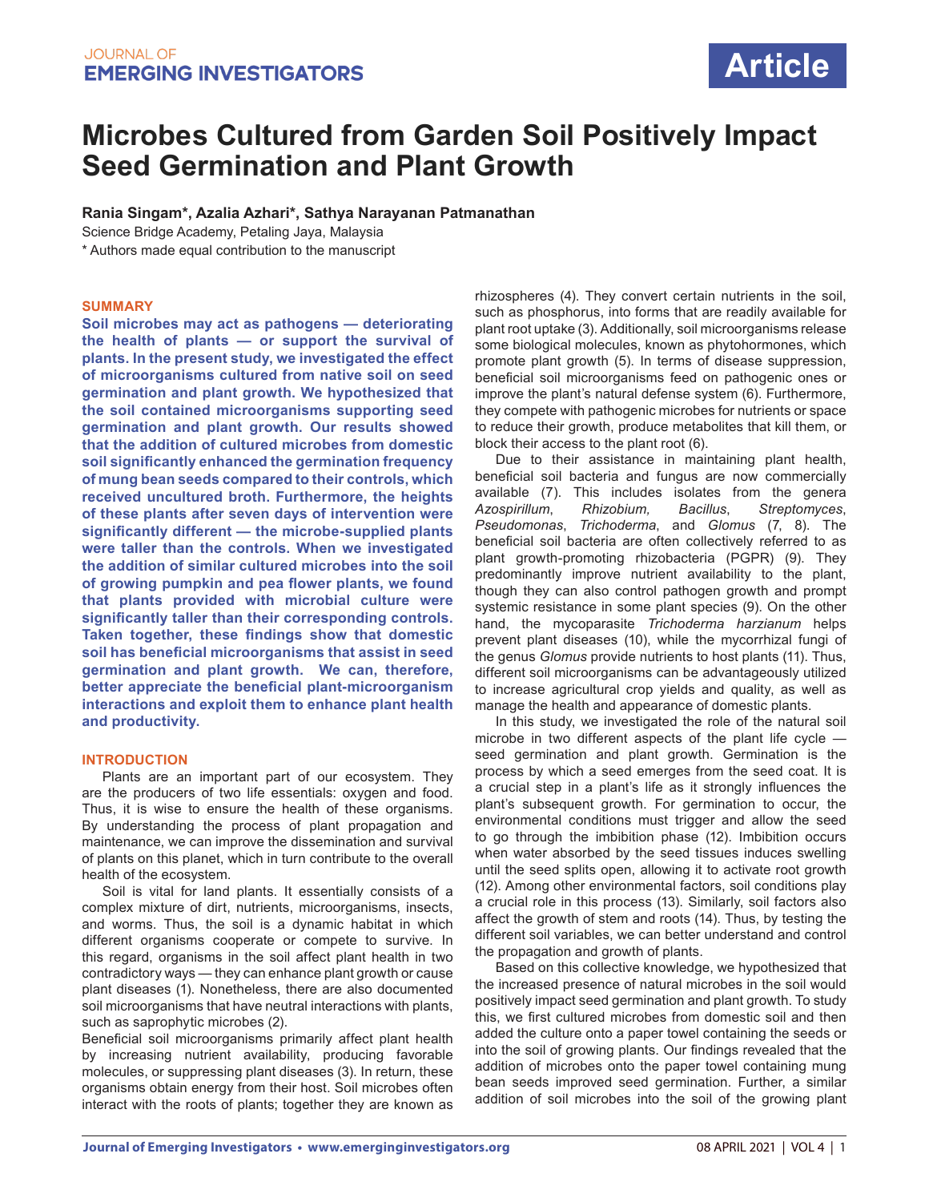Article

# Microbes Cultured from Garden Soil Positively Impact Seed Germination and Plant Growth

**Rania Singam\*, Azalia Azhari\*, Sathya Narayanan Patmanathan**

Science Bridge Academy, Petaling Jaya, Malaysia

\* Authors made equal contribution to the manuscript

## SUMMARY

**Soil microbes may act as pathogens — deteriorating the health of plants — or support the survival of plants. In the present study, we investigated the effect of microorganisms cultured from native soil on seed germination and plant growth. We hypothesized that the soil contained microorganisms supporting seed germination and plant growth. Our results showed that the addition of cultured microbes from domestic soil significantly enhanced the germination frequency of mung bean seeds compared to their controls, which received uncultured broth. Furthermore, the heights of these plants after seven days of intervention were significantly different — the microbe-supplied plants were taller than the controls. When we investigated the addition of similar cultured microbes into the soil of growing pumpkin and pea flower plants, we found that plants provided with microbial culture were significantly taller than their corresponding controls. Taken together, these findings show that domestic soil has beneficial microorganisms that assist in seed germination and plant growth. We can, therefore, better appreciate the beneficial plant-microorganism interactions and exploit them to enhance plant health and productivity.**

## INTRODUCTION

Plants are an important part of our ecosystem. They are the producers of two life essentials: oxygen and food. Thus, it is wise to ensure the health of these organisms. By understanding the process of plant propagation and maintenance, we can improve the dissemination and survival of plants on this planet, which in turn contribute to the overall health of the ecosystem.

Soil is vital for land plants. It essentially consists of a complex mixture of dirt, nutrients, microorganisms, insects, and worms. Thus, the soil is a dynamic habitat in which different organisms cooperate or compete to survive. In this regard, organisms in the soil affect plant health in two contradictory ways — they can enhance plant growth or cause plant diseases (1). Nonetheless, there are also documented soil microorganisms that have neutral interactions with plants, such as saprophytic microbes (2).

Beneficial soil microorganisms primarily affect plant health by increasing nutrient availability, producing favorable molecules, or suppressing plant diseases (3). In return, these organisms obtain energy from their host. Soil microbes often interact with the roots of plants; together they are known as rhizospheres (4). They convert certain nutrients in the soil, such as phosphorus, into forms that are readily available for plant root uptake (3). Additionally, soil microorganisms release some biological molecules, known as phytohormones, which promote plant growth (5). In terms of disease suppression, beneficial soil microorganisms feed on pathogenic ones or improve the plant's natural defense system (6). Furthermore, they compete with pathogenic microbes for nutrients or space to reduce their growth, produce metabolites that kill them, or block their access to the plant root (6).

Due to their assistance in maintaining plant health, beneficial soil bacteria and fungus are now commercially available (7). This includes isolates from the genera *Azospirillum*, *Rhizobium*, *Bacillus*, *Streptomyces*, *Pseudomonas*, *Trichoderma*, and *Glomus* (7, 8). The beneficial soil bacteria are often collectively referred to as plant growth-promoting rhizobacteria (PGPR) (9). They predominantly improve nutrient availability to the plant, though they can also control pathogen growth and prompt systemic resistance in some plant species (9). On the other hand, the mycoparasite *Trichoderma harzianum* helps prevent plant diseases (10), while the mycorrhizal fungi of the genus *Glomus* provide nutrients to host plants (11). Thus, different soil microorganisms can be advantageously utilized to increase agricultural crop yields and quality, as well as manage the health and appearance of domestic plants.

In this study, we investigated the role of the natural soil microbe in two different aspects of the plant life cycle — seed germination and plant growth. Germination is the process by which a seed emerges from the seed coat. It is a crucial step in a plant's life as it strongly influences the plant's subsequent growth. For germination to occur, the environmental conditions must trigger and allow the seed to go through the imbibition phase (12). Imbibition occurs when water absorbed by the seed tissues induces swelling until the seed splits open, allowing it to activate root growth (12). Among other environmental factors, soil conditions play a crucial role in this process (13). Similarly, soil factors also affect the growth of stem and roots (14). Thus, by testing the different soil variables, we can better understand and control the propagation and growth of plants.

Based on this collective knowledge, we hypothesized that the increased presence of natural microbes in the soil would positively impact seed germination and plant growth. To study this, we first cultured microbes from domestic soil and then added the culture onto a paper towel containing the seeds or into the soil of growing plants. Our findings revealed that the addition of microbes onto the paper towel containing mung bean seeds improved seed germination. Further, a similar addition of soil microbes into the soil of the growing plant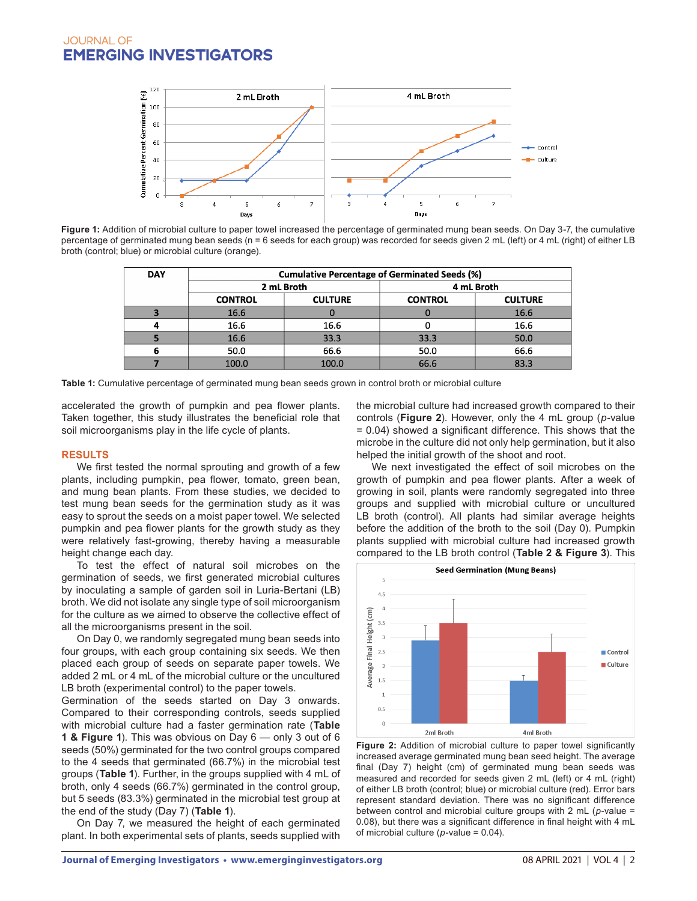Figure 1: Addition of microbial culture to paper towel increased the percentage of germinated mung bean seeds. On Day 3-7, the cumulative percentage of germinated mung bean seeds (n = 6 seeds for each group) was recorded for seeds given 2 mL (left) or 4 mL (right) of either LB broth (control; blue) or microbial culture (orange).

| DAY | Cumulative Percentage of Germinated Seeds (%) | | | |
|---|---|---|---|---|
| | 2 mL Broth | | 4 mL Broth | |
| | CONTROL | CULTURE | CONTROL | CULTURE |
| 3 | 16.6 | 0 | 0 | 16.6 |
| 4 | 16.6 | 16.6 | 0 | 16.6 |
| 5 | 16.6 | 33.3 | 33.3 | 50.0 |
| 6 | 50.0 | 66.6 | 50.0 | 66.6 |
| 7 | 100.0 | 100.0 | 66.6 | 83.3 |

Table 1: Cumulative percentage of germinated mung bean seeds grown in control broth or microbial culture

accelerated the growth of pumpkin and pea flower plants. Taken together, this study illustrates the beneficial role that soil microorganisms play in the life cycle of plants.

## RESULTS

We first tested the normal sprouting and growth of a few plants, including pumpkin, pea flower, tomato, green bean, and mung bean plants. From these studies, we decided to test mung bean seeds for the germination study as it was easy to sprout the seeds on a moist paper towel. We selected pumpkin and pea flower plants for the growth study as they were relatively fast-growing, thereby having a measurable height change each day.

To test the effect of natural soil microbes on the germination of seeds, we first generated microbial cultures by inoculating a sample of garden soil in Luria-Bertani (LB) broth. We did not isolate any single type of soil microorganism for the culture as we aimed to observe the collective effect of all the microorganisms present in the soil.

On Day 0, we randomly segregated mung bean seeds into four groups, with each group containing six seeds. We then placed each group of seeds on separate paper towels. We added 2 mL or 4 mL of the microbial culture or the uncultured LB broth (experimental control) to the paper towels. Germination of the seeds started on Day 3 onwards. Compared to their corresponding controls, seeds supplied with microbial culture had a faster germination rate (**Table 1 & Figure 1**). This was obvious on Day 6 — only 3 out of 6 seeds (50%) germinated for the two control groups compared to the 4 seeds that germinated (66.7%) in the microbial test groups (**Table 1**). Further, in the groups supplied with 4 mL of broth, only 4 seeds (66.7%) germinated in the control group, but 5 seeds (83.3%) germinated in the microbial test group at the end of the study (Day 7) (**Table 1**).

On Day 7, we measured the height of each germinated plant. In both experimental sets of plants, seeds supplied with the microbial culture had increased growth compared to their controls (**Figure 2**). However, only the 4 mL group ($p$-value = 0.04) showed a significant difference. This shows that the microbe in the culture did not only help germination, but it also helped the initial growth of the shoot and root.

We next investigated the effect of soil microbes on the growth of pumpkin and pea flower plants. After a week of growing in soil, plants were randomly segregated into three groups and supplied with microbial culture or uncultured LB broth (control). All plants had similar average heights before the addition of the broth to the soil (Day 0). Pumpkin plants supplied with microbial culture had increased growth compared to the LB broth control (**Table 2 & Figure 3**). This

Figure 2: Addition of microbial culture to paper towel significantly increased average germinated mung bean seed height. The average final (Day 7) height (cm) of germinated mung bean seeds was measured and recorded for seeds given 2 mL (left) or 4 mL (right) of either LB broth (control; blue) or microbial culture (red). Error bars represent standard deviation. There was no significant difference between control and microbial culture groups with 2 mL ($p$-value = 0.08), but there was a significant difference in final height with 4 mL of microbial culture ($p$-value = 0.04).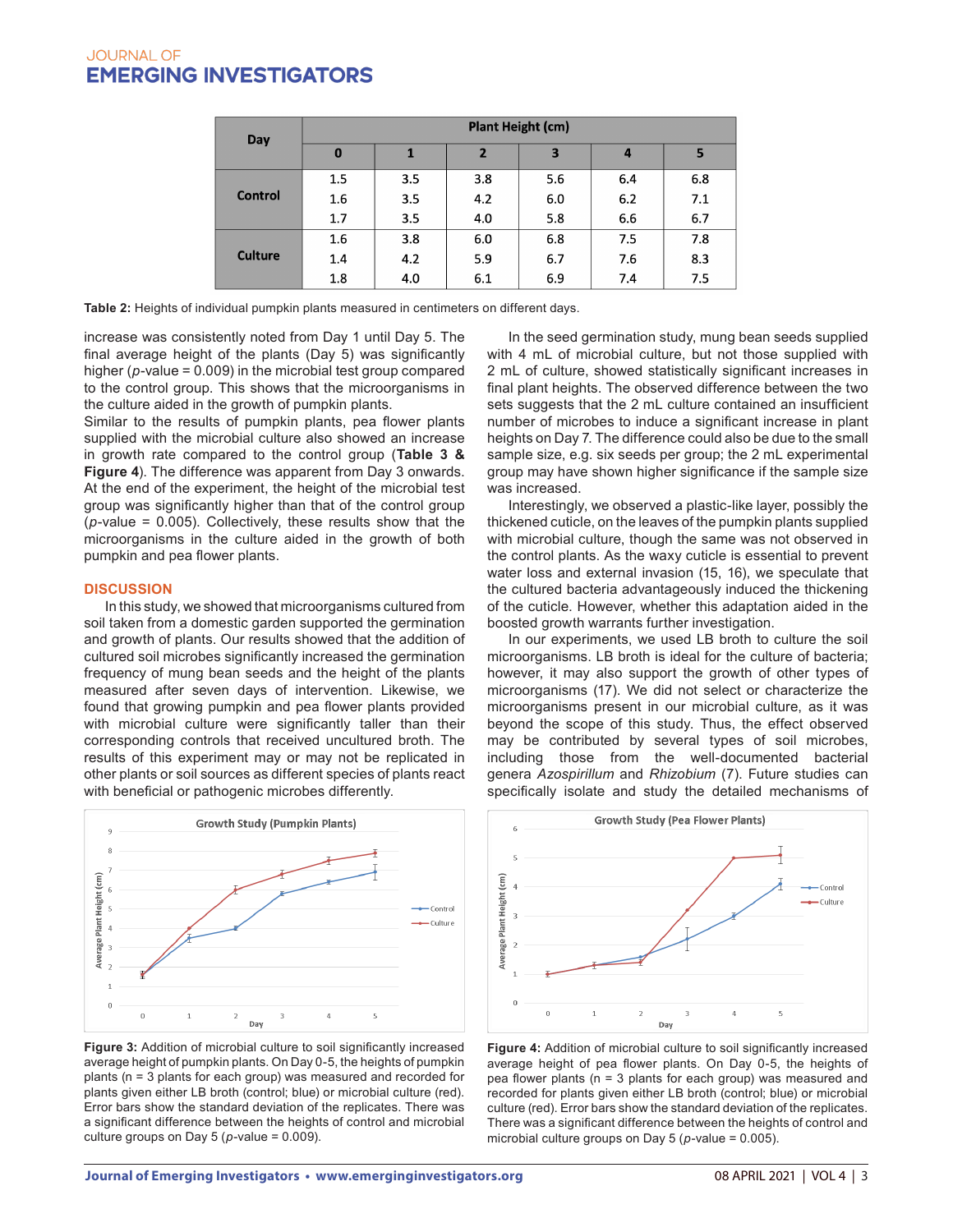| Day | Plant Height (cm) | | | | | |
|---|---|---|---|---|---|---|
| | 0 | 1 | 2 | 3 | 4 | 5 |
| Control | 1.5 | 3.5 | 3.8 | 5.6 | 6.4 | 6.8 |
| | 1.6 | 3.5 | 4.2 | 6.0 | 6.2 | 7.1 |
| | 1.7 | 3.5 | 4.0 | 5.8 | 6.6 | 6.7 |
| Culture | 1.6 | 3.8 | 6.0 | 6.8 | 7.5 | 7.8 |
| | 1.4 | 4.2 | 5.9 | 6.7 | 7.6 | 8.3 |
| | 1.8 | 4.0 | 6.1 | 6.9 | 7.4 | 7.5 |

**Table 2:** Heights of individual pumpkin plants measured in centimeters on different days.

increase was consistently noted from Day 1 until Day 5. The final average height of the plants (Day 5) was significantly higher ($p$-value = 0.009) in the microbial test group compared to the control group. This shows that the microorganisms in the culture aided in the growth of pumpkin plants.

Similar to the results of pumpkin plants, pea flower plants supplied with the microbial culture also showed an increase in growth rate compared to the control group (**Table 3 & Figure 4**). The difference was apparent from Day 3 onwards. At the end of the experiment, the height of the microbial test group was significantly higher than that of the control group ($p$-value = 0.005). Collectively, these results show that the microorganisms in the culture aided in the growth of both pumpkin and pea flower plants.

## DISCUSSION

In this study, we showed that microorganisms cultured from soil taken from a domestic garden supported the germination and growth of plants. Our results showed that the addition of cultured soil microbes significantly increased the germination frequency of mung bean seeds and the height of the plants measured after seven days of intervention. Likewise, we found that growing pumpkin and pea flower plants provided with microbial culture were significantly taller than their corresponding controls that received uncultured broth. The results of this experiment may or may not be replicated in other plants or soil sources as different species of plants react with beneficial or pathogenic microbes differently.

In the seed germination study, mung bean seeds supplied with 4 mL of microbial culture, but not those supplied with 2 mL of culture, showed statistically significant increases in final plant heights. The observed difference between the two sets suggests that the 2 mL culture contained an insufficient number of microbes to induce a significant increase in plant heights on Day 7. The difference could also be due to the small sample size, e.g. six seeds per group; the 2 mL experimental group may have shown higher significance if the sample size was increased.

Interestingly, we observed a plastic-like layer, possibly the thickened cuticle, on the leaves of the pumpkin plants supplied with microbial culture, though the same was not observed in the control plants. As the waxy cuticle is essential to prevent water loss and external invasion (15, 16), we speculate that the cultured bacteria advantageously induced the thickening of the cuticle. However, whether this adaptation aided in the boosted growth warrants further investigation.

In our experiments, we used LB broth to culture the soil microorganisms. LB broth is ideal for the culture of bacteria; however, it may also support the growth of other types of microorganisms (17). We did not select or characterize the microorganisms present in our microbial culture, as it was beyond the scope of this study. Thus, the effect observed may be contributed by several types of soil microbes, including those from the well-documented bacterial genera *Azospirillum* and *Rhizobium* (7). Future studies can specifically isolate and study the detailed mechanisms of

**Figure 3:** Addition of microbial culture to soil significantly increased average height of pumpkin plants. On Day 0-5, the heights of pumpkin plants (n = 3 plants for each group) was measured and recorded for plants given either LB broth (control; blue) or microbial culture (red). Error bars show the standard deviation of the replicates. There was a significant difference between the heights of control and microbial culture groups on Day 5 ($p$-value = 0.009).

**Figure 4:** Addition of microbial culture to soil significantly increased average height of pea flower plants. On Day 0-5, the heights of pea flower plants (n = 3 plants for each group) was measured and recorded for plants given either LB broth (control; blue) or microbial culture (red). Error bars show the standard deviation of the replicates. There was a significant difference between the heights of control and microbial culture groups on Day 5 ($p$-value = 0.005).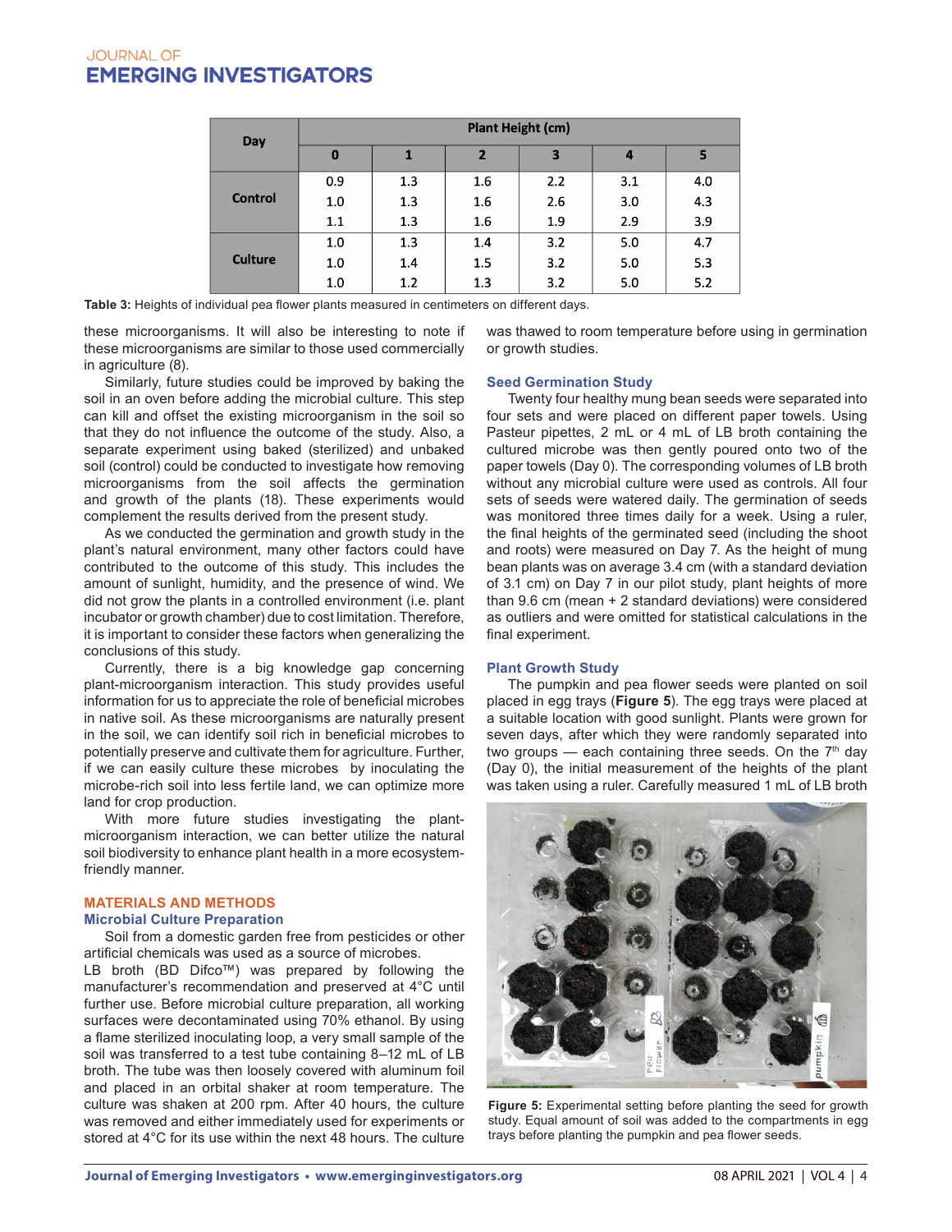| Day | Plant Height (cm) | | | | | |
|---|---|---|---|---|---|---|
| | 0 | 1 | 2 | 3 | 4 | 5 |
| Control | 0.9 | 1.3 | 1.6 | 2.2 | 3.1 | 4.0 |
| | 1.0 | 1.3 | 1.6 | 2.6 | 3.0 | 4.3 |
| | 1.1 | 1.3 | 1.6 | 1.9 | 2.9 | 3.9 |
| Culture | 1.0 | 1.3 | 1.4 | 3.2 | 5.0 | 4.7 |
| | 1.0 | 1.4 | 1.5 | 3.2 | 5.0 | 5.3 |
| | 1.0 | 1.2 | 1.3 | 3.2 | 5.0 | 5.2 |

**Table 3:** Heights of individual pea flower plants measured in centimeters on different days.

these microorganisms. It will also be interesting to note if these microorganisms are similar to those used commercially in agriculture (8).

Similarly, future studies could be improved by baking the soil in an oven before adding the microbial culture. This step can kill and offset the existing microorganism in the soil so that they do not influence the outcome of the study. Also, a separate experiment using baked (sterilized) and unbaked soil (control) could be conducted to investigate how removing microorganisms from the soil affects the germination and growth of the plants (18). These experiments would complement the results derived from the present study.

As we conducted the germination and growth study in the plant's natural environment, many other factors could have contributed to the outcome of this study. This includes the amount of sunlight, humidity, and the presence of wind. We did not grow the plants in a controlled environment (i.e. plant incubator or growth chamber) due to cost limitation. Therefore, it is important to consider these factors when generalizing the conclusions of this study.

Currently, there is a big knowledge gap concerning plant-microorganism interaction. This study provides useful information for us to appreciate the role of beneficial microbes in native soil. As these microorganisms are naturally present in the soil, we can identify soil rich in beneficial microbes to potentially preserve and cultivate them for agriculture. Further, if we can easily culture these microbes by inoculating the microbe-rich soil into less fertile land, we can optimize more land for crop production.

With more future studies investigating the plant-microorganism interaction, we can better utilize the natural soil biodiversity to enhance plant health in a more ecosystem-friendly manner.

## MATERIALS AND METHODS

### Microbial Culture Preparation

Soil from a domestic garden free from pesticides or other artificial chemicals was used as a source of microbes.

LB broth (BD Difco™) was prepared by following the manufacturer's recommendation and preserved at 4°C until further use. Before microbial culture preparation, all working surfaces were decontaminated using 70% ethanol. By using a flame sterilized inoculating loop, a very small sample of the soil was transferred to a test tube containing 8–12 mL of LB broth. The tube was then loosely covered with aluminum foil and placed in an orbital shaker at room temperature. The culture was shaken at 200 rpm. After 40 hours, the culture was removed and either immediately used for experiments or stored at 4°C for its use within the next 48 hours. The culture was thawed to room temperature before using in germination or growth studies.

### Seed Germination Study

Twenty four healthy mung bean seeds were separated into four sets and were placed on different paper towels. Using Pasteur pipettes, 2 mL or 4 mL of LB broth containing the cultured microbe was then gently poured onto two of the paper towels (Day 0). The corresponding volumes of LB broth without any microbial culture were used as controls. All four sets of seeds were watered daily. The germination of seeds was monitored three times daily for a week. Using a ruler, the final heights of the germinated seed (including the shoot and roots) were measured on Day 7. As the height of mung bean plants was on average 3.4 cm (with a standard deviation of 3.1 cm) on Day 7 in our pilot study, plant heights of more than 9.6 cm (mean + 2 standard deviations) were considered as outliers and were omitted for statistical calculations in the final experiment.

### Plant Growth Study

The pumpkin and pea flower seeds were planted on soil placed in egg trays (**Figure 5**). The egg trays were placed at a suitable location with good sunlight. Plants were grown for seven days, after which they were randomly separated into two groups — each containing three seeds. On the 7th day (Day 0), the initial measurement of the heights of the plant was taken using a ruler. Carefully measured 1 mL of LB broth

**Figure 5:** Experimental setting before planting the seed for growth study. Equal amount of soil was added to the compartments in egg trays before planting the pumpkin and pea flower seeds.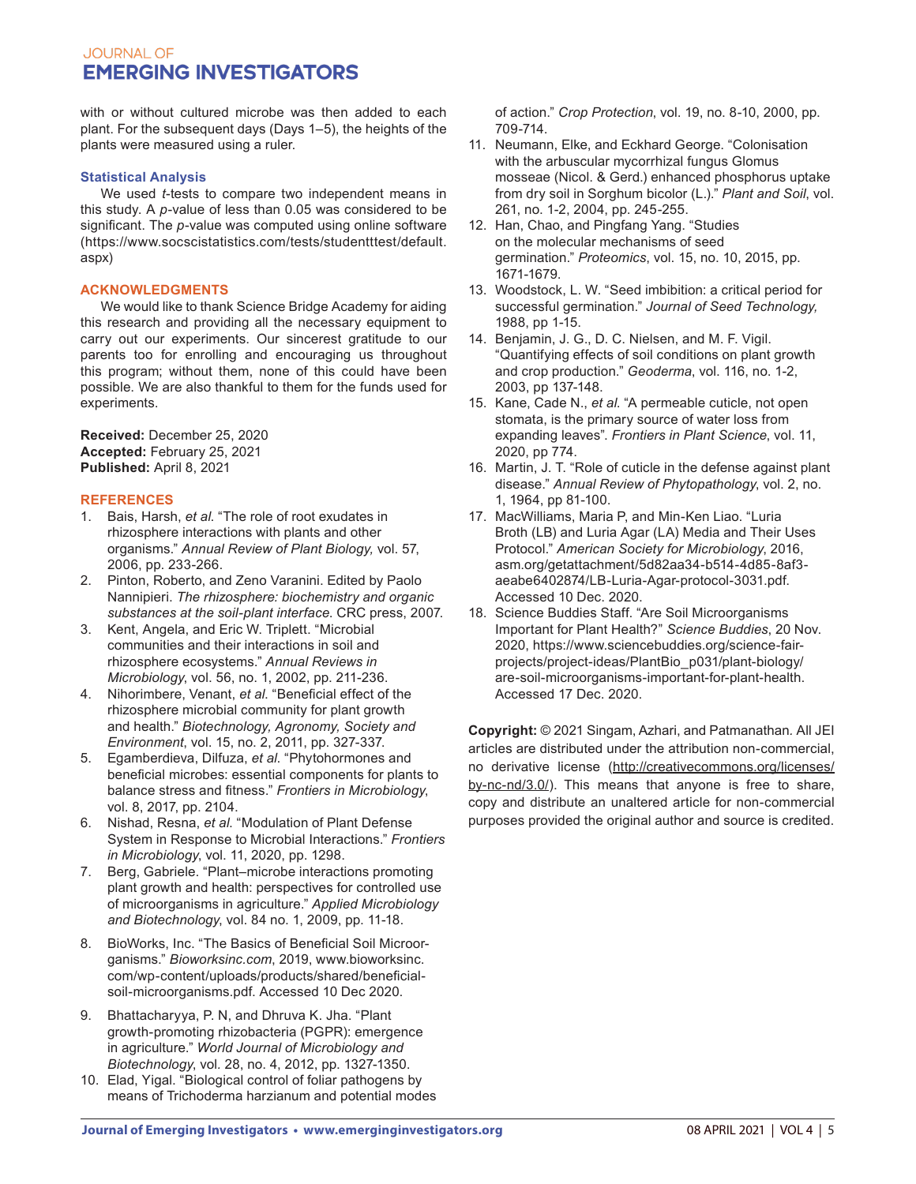with or without cultured microbe was then added to each plant. For the subsequent days (Days 1–5), the heights of the plants were measured using a ruler.

### Statistical Analysis

We used *t*-tests to compare two independent means in this study. A *p*-value of less than 0.05 was considered to be significant. The *p*-value was computed using online software (https://www.socscistatistics.com/tests/studentttest/default.aspx)

## ACKNOWLEDGMENTS

We would like to thank Science Bridge Academy for aiding this research and providing all the necessary equipment to carry out our experiments. Our sincerest gratitude to our parents too for enrolling and encouraging us throughout this program; without them, none of this could have been possible. We are also thankful to them for the funds used for experiments.

**Received:** December 25, 2020
**Accepted:** February 25, 2021
**Published:** April 8, 2021

## REFERENCES

1. Bais, Harsh, *et al.* “The role of root exudates in rhizosphere interactions with plants and other organisms.” *Annual Review of Plant Biology,* vol. 57, 2006, pp. 233-266.
2. Pinton, Roberto, and Zeno Varanini. Edited by Paolo Nannipieri. *The rhizosphere: biochemistry and organic substances at the soil-plant interface.* CRC press, 2007.
3. Kent, Angela, and Eric W. Triplett. “Microbial communities and their interactions in soil and rhizosphere ecosystems.” *Annual Reviews in Microbiology*, vol. 56, no. 1, 2002, pp. 211-236.
4. Nihorimbere, Venant, *et al.* “Beneficial effect of the rhizosphere microbial community for plant growth and health.” *Biotechnology, Agronomy, Society and Environment*, vol. 15, no. 2, 2011, pp. 327-337.
5. Egamberdieva, Dilfuza, *et al.* “Phytohormones and beneficial microbes: essential components for plants to balance stress and fitness.” *Frontiers in Microbiology*, vol. 8, 2017, pp. 2104.
6. Nishad, Resna, *et al.* “Modulation of Plant Defense System in Response to Microbial Interactions.” *Frontiers in Microbiology*, vol. 11, 2020, pp. 1298.
7. Berg, Gabriele. “Plant–microbe interactions promoting plant growth and health: perspectives for controlled use of microorganisms in agriculture.” *Applied Microbiology and Biotechnology*, vol. 84 no. 1, 2009, pp. 11-18.
8. BioWorks, Inc. “The Basics of Beneficial Soil Microorganisms.” *Bioworksinc.com*, 2019, www.bioworksinc.com/wp-content/uploads/products/shared/beneficial-soil-microorganisms.pdf. Accessed 10 Dec 2020.
9. Bhattacharyya, P. N, and Dhruva K. Jha. “Plant growth-promoting rhizobacteria (PGPR): emergence in agriculture.” *World Journal of Microbiology and Biotechnology*, vol. 28, no. 4, 2012, pp. 1327-1350.
10. Elad, Yigal. “Biological control of foliar pathogens by means of Trichoderma harzianum and potential modes of action.” *Crop Protection*, vol. 19, no. 8-10, 2000, pp. 709-714.
11. Neumann, Elke, and Eckhard George. “Colonisation with the arbuscular mycorrhizal fungus Glomus mosseae (Nicol. & Gerd.) enhanced phosphorus uptake from dry soil in Sorghum bicolor (L.).” *Plant and Soil*, vol. 261, no. 1-2, 2004, pp. 245-255.
12. Han, Chao, and Pingfang Yang. “Studies on the molecular mechanisms of seed germination.” *Proteomics*, vol. 15, no. 10, 2015, pp. 1671-1679.
13. Woodstock, L. W. “Seed imbibition: a critical period for successful germination.” *Journal of Seed Technology,* 1988, pp 1-15.
14. Benjamin, J. G., D. C. Nielsen, and M. F. Vigil. “Quantifying effects of soil conditions on plant growth and crop production.” *Geoderma*, vol. 116, no. 1-2, 2003, pp 137-148.
15. Kane, Cade N., *et al.* “A permeable cuticle, not open stomata, is the primary source of water loss from expanding leaves”. *Frontiers in Plant Science*, vol. 11, 2020, pp 774.
16. Martin, J. T. “Role of cuticle in the defense against plant disease.” *Annual Review of Phytopathology*, vol. 2, no. 1, 1964, pp 81-100.
17. MacWilliams, Maria P, and Min-Ken Liao. “Luria Broth (LB) and Luria Agar (LA) Media and Their Uses Protocol.” *American Society for Microbiology*, 2016, asm.org/getattachment/5d82aa34-b514-4d85-8af3-aeabe6402874/LB-Luria-Agar-protocol-3031.pdf. Accessed 10 Dec. 2020.
18. Science Buddies Staff. “Are Soil Microorganisms Important for Plant Health?” *Science Buddies*, 20 Nov. 2020, https://www.sciencebuddies.org/science-fair-projects/project-ideas/PlantBio_p031/plant-biology/are-soil-microorganisms-important-for-plant-health. Accessed 17 Dec. 2020.

**Copyright:** © 2021 Singam, Azhari, and Patmanathan. All JEI articles are distributed under the attribution non-commercial, no derivative license (http://creativecommons.org/licenses/by-nc-nd/3.0/). This means that anyone is free to share, copy and distribute an unaltered article for non-commercial purposes provided the original author and source is credited.